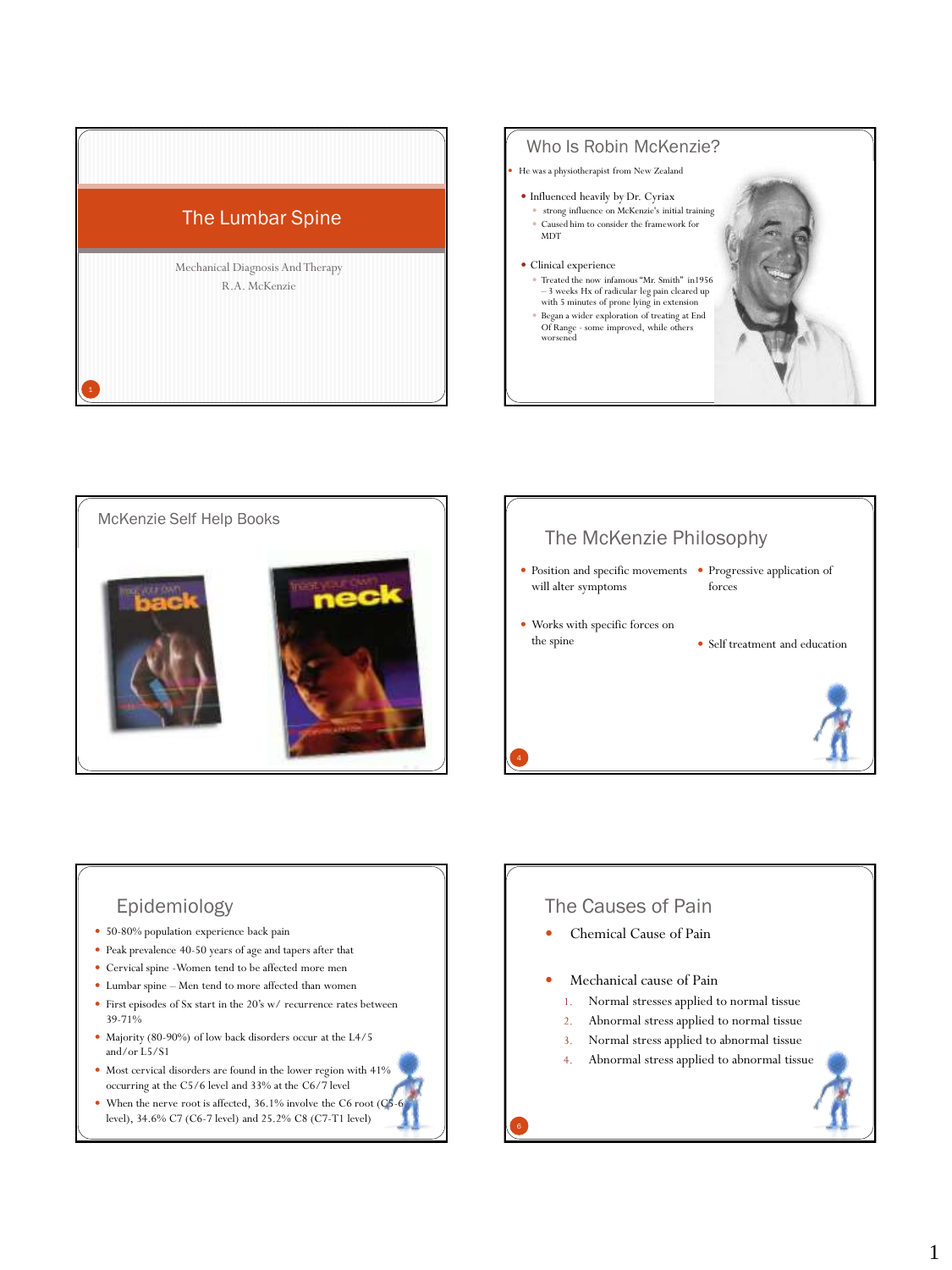# The Lumbar Spine

Mechanical Diagnosis And Therapy

R.A. McKenzie

## Who Is Robin McKenzie?

- He was a physiotherapist from New Zealand
- Influenced heavily by Dr. Cyriax
  - strong influence on McKenzie's initial training
  - Caused him to consider the framework for MDT
- Clinical experience
  - Treated the now infamous "Mr. Smith" in1956 – 3 weeks Hx of radicular leg pain cleared up with 5 minutes of prone lying in extension
  - Began a wider exploration of treating at End Of Range - some improved, while others worsened

## McKenzie Self Help Books

Treat your own back

Treat your own neck

## The McKenzie Philosophy

- Position and specific movements will alter symptoms
- Works with specific forces on the spine
- Progressive application of forces
- Self treatment and education

## Epidemiology

- 50-80% population experience back pain
- Peak prevalence 40-50 years of age and tapers after that
- Cervical spine -Women tend to be affected more men
- Lumbar spine – Men tend to more affected than women
- First episodes of Sx start in the 20's w/ recurrence rates between 39-71%
- Majority (80-90%) of low back disorders occur at the L4/5 and/or L5/S1
- Most cervical disorders are found in the lower region with 41% occurring at the C5/6 level and 33% at the C6/7 level
- When the nerve root is affected, 36.1% involve the C6 root (C5-6 level), 34.6% C7 (C6-7 level) and 25.2% C8 (C7-T1 level)

## The Causes of Pain

- Chemical Cause of Pain
- Mechanical cause of Pain
  1. Normal stresses applied to normal tissue
  2. Abnormal stress applied to normal tissue
  3. Normal stress applied to abnormal tissue
  4. Abnormal stress applied to abnormal tissue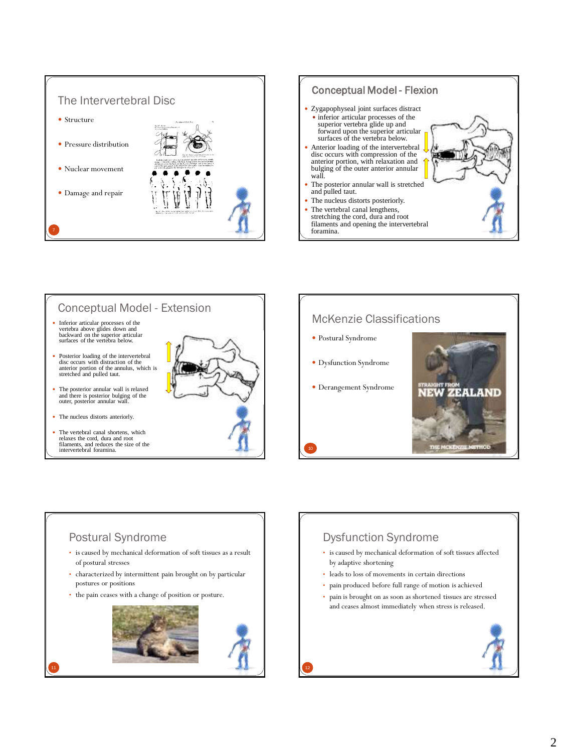## The Intervertebral Disc

- Structure
- Pressure distribution
- Nuclear movement
- Damage and repair

## Conceptual Model - Flexion

- Zygapophyseal joint surfaces distract
  - inferior articular processes of the superior vertebra glide up and forward upon the superior articular surfaces of the vertebra below.
- Anterior loading of the intervertebral disc occurs with compression of the anterior portion, with relaxation and bulging of the outer anterior annular wall.
- The posterior annular wall is stretched and pulled taut.
- The nucleus distorts posteriorly.
- The vertebral canal lengthens, stretching the cord, dura and root filaments and opening the intervertebral foramina.

## Conceptual Model - Extension

- Inferior articular processes of the vertebra above glides down and backward on the superior articular surfaces of the vertebra below.
- Posterior loading of the intervertebral disc occurs with distraction of the anterior portion of the annulus, which is stretched and pulled taut.
- The posterior annular wall is relaxed and there is posterior bulging of the outer, posterior annular wall.
- The nucleus distorts anteriorly.
- The vertebral canal shortens, which relaxes the cord, dura and root filaments, and reduces the size of the intervertebral foramina.

## McKenzie Classifications

- Postural Syndrome
- Dysfunction Syndrome
- Derangement Syndrome

STRAIGHT FROM NEW ZEALAND

THE MCKENZIE METHOD

## Postural Syndrome

- is caused by mechanical deformation of soft tissues as a result of postural stresses
- characterized by intermittent pain brought on by particular postures or positions
- the pain ceases with a change of position or posture.

## Dysfunction Syndrome

- is caused by mechanical deformation of soft tissues affected by adaptive shortening
- leads to loss of movements in certain directions
- pain produced before full range of motion is achieved
- pain is brought on as soon as shortened tissues are stressed and ceases almost immediately when stress is released.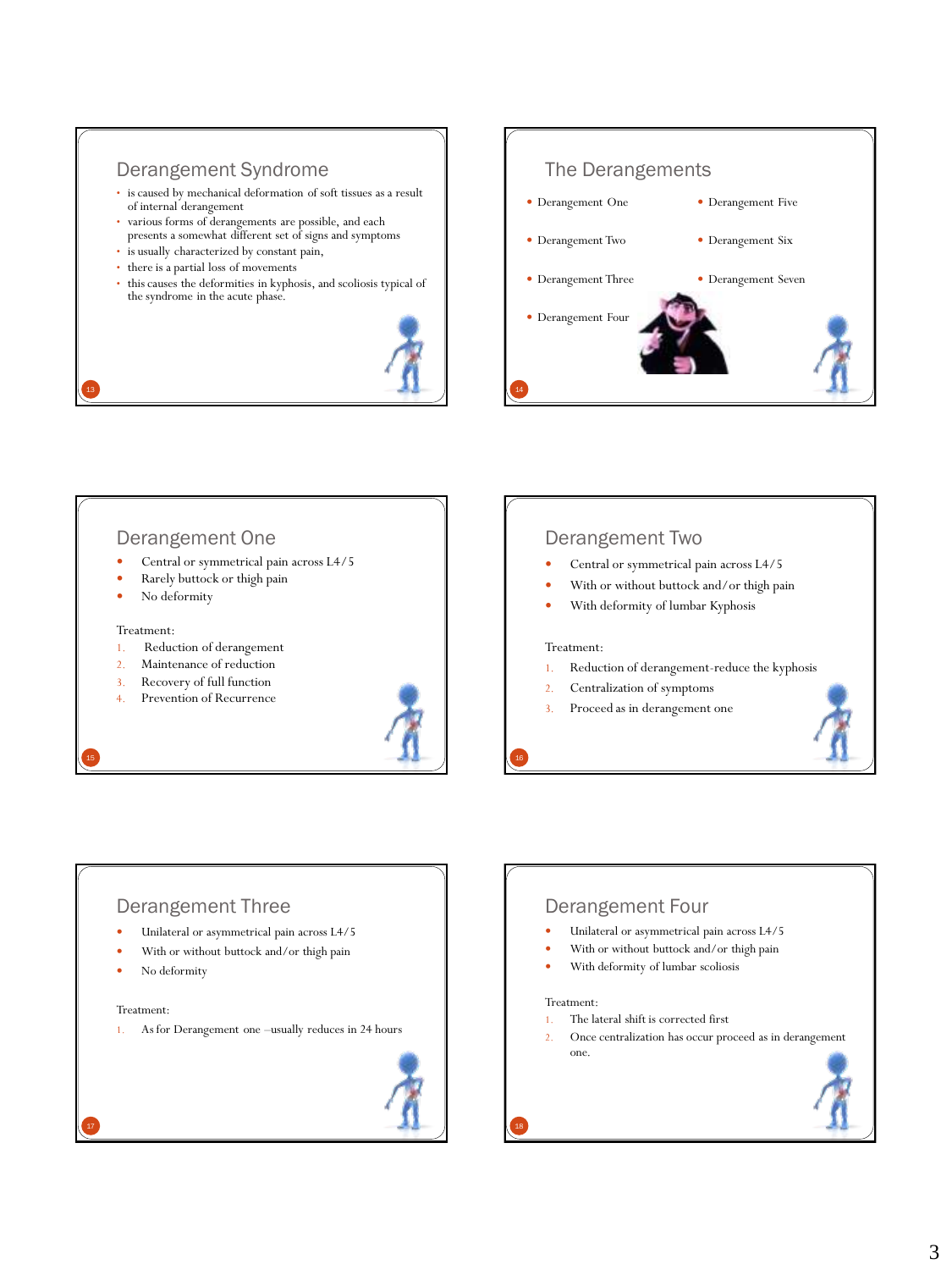## Derangement Syndrome

- is caused by mechanical deformation of soft tissues as a result of internal derangement
- various forms of derangements are possible, and each presents a somewhat different set of signs and symptoms
- is usually characterized by constant pain,
- there is a partial loss of movements
- this causes the deformities in kyphosis, and scoliosis typical of the syndrome in the acute phase.

## The Derangements

- Derangement One
- Derangement Two
- Derangement Three
- Derangement Four
- Derangement Five
- Derangement Six
- Derangement Seven

## Derangement One

- Central or symmetrical pain across L4/5
- Rarely buttock or thigh pain
- No deformity

Treatment:

1. Reduction of derangement
2. Maintenance of reduction
3. Recovery of full function
4. Prevention of Recurrence

## Derangement Two

- Central or symmetrical pain across L4/5
- With or without buttock and/or thigh pain
- With deformity of lumbar Kyphosis

Treatment:

1. Reduction of derangement-reduce the kyphosis
2. Centralization of symptoms
3. Proceed as in derangement one

## Derangement Three

- Unilateral or asymmetrical pain across L4/5
- With or without buttock and/or thigh pain
- No deformity

Treatment:

1. As for Derangement one –usually reduces in 24 hours

## Derangement Four

- Unilateral or asymmetrical pain across L4/5
- With or without buttock and/or thigh pain
- With deformity of lumbar scoliosis

Treatment:

1. The lateral shift is corrected first
2. Once centralization has occur proceed as in derangement one.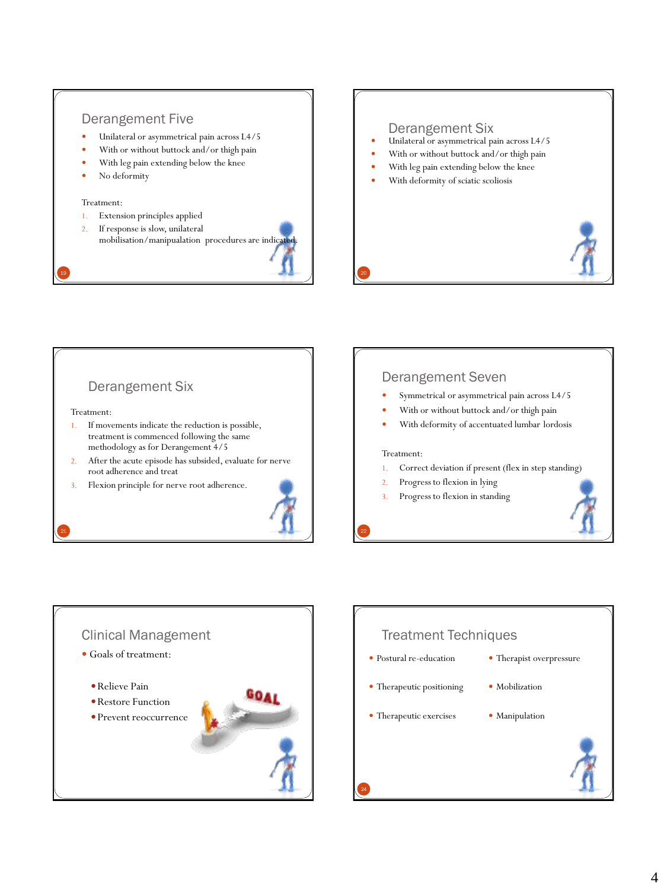## Derangement Five

- Unilateral or asymmetrical pain across L4/5
- With or without buttock and/or thigh pain
- With leg pain extending below the knee
- No deformity

Treatment:

1. Extension principles applied
2. If response is slow, unilateral mobilisation/manipualation procedures are indicated.

## Derangement Six

- Unilateral or asymmetrical pain across L4/5
- With or without buttock and/or thigh pain
- With leg pain extending below the knee
- With deformity of sciatic scoliosis

## Derangement Six

Treatment:

1. If movements indicate the reduction is possible, treatment is commenced following the same methodology as for Derangement 4/5
2. After the acute episode has subsided, evaluate for nerve root adherence and treat
3. Flexion principle for nerve root adherence.

## Derangement Seven

- Symmetrical or asymmetrical pain across L4/5
- With or without buttock and/or thigh pain
- With deformity of accentuated lumbar lordosis

Treatment:

1. Correct deviation if present (flex in step standing)
2. Progress to flexion in lying
3. Progress to flexion in standing

## Clinical Management

- Goals of treatment:
  - Relieve Pain
  - Restore Function
  - Prevent reoccurrence

## Treatment Techniques

- Postural re-education
- Therapeutic positioning
- Therapeutic exercises
- Therapist overpressure
- Mobilization
- Manipulation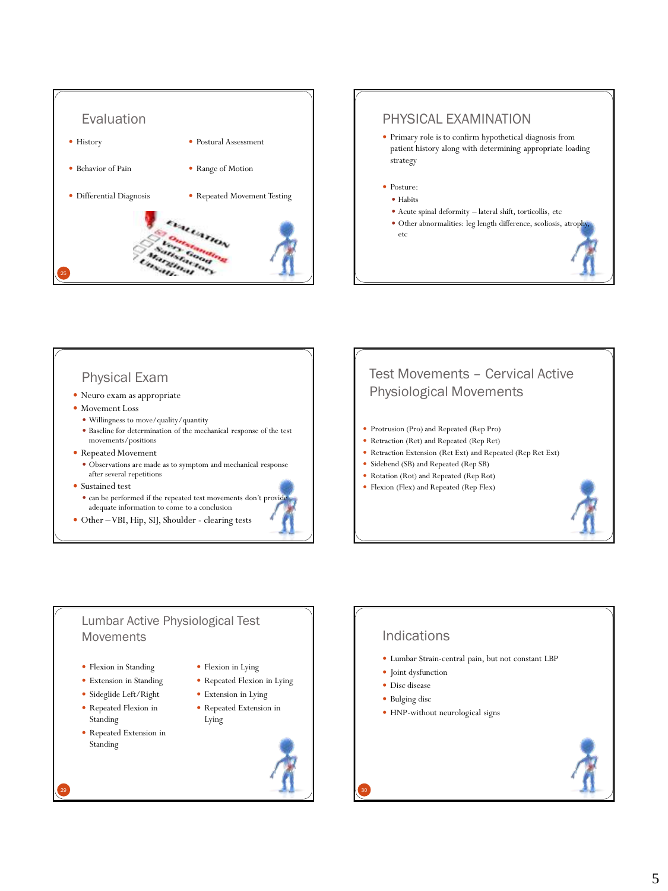## Evaluation

- History
- Behavior of Pain
- Differential Diagnosis
- Postural Assessment
- Range of Motion
- Repeated Movement Testing

## PHYSICAL EXAMINATION

- Primary role is to confirm hypothetical diagnosis from patient history along with determining appropriate loading strategy
- Posture:
  - Habits
  - Acute spinal deformity – lateral shift, torticollis, etc
  - Other abnormalities: leg length difference, scoliosis, atrophy, etc

## Physical Exam

- Neuro exam as appropriate
- Movement Loss
  - Willingness to move/quality/quantity
  - Baseline for determination of the mechanical response of the test movements/positions
- Repeated Movement
  - Observations are made as to symptom and mechanical response after several repetitions
- Sustained test
  - can be performed if the repeated test movements don't provide adequate information to come to a conclusion
- Other – VBI, Hip, SIJ, Shoulder - clearing tests

## Test Movements – Cervical Active Physiological Movements

- Protrusion (Pro) and Repeated (Rep Pro)
- Retraction (Ret) and Repeated (Rep Ret)
- Retraction Extension (Ret Ext) and Repeated (Rep Ret Ext)
- Sidebend (SB) and Repeated (Rep SB)
- Rotation (Rot) and Repeated (Rep Rot)
- Flexion (Flex) and Repeated (Rep Flex)

## Lumbar Active Physiological Test Movements

- Flexion in Standing
- Extension in Standing
- Sideglide Left/Right
- Repeated Flexion in Standing
- Repeated Extension in Standing
- Flexion in Lying
- Repeated Flexion in Lying
- Extension in Lying
- Repeated Extension in Lying

## Indications

- Lumbar Strain-central pain, but not constant LBP
- Joint dysfunction
- Disc disease
- Bulging disc
- HNP-without neurological signs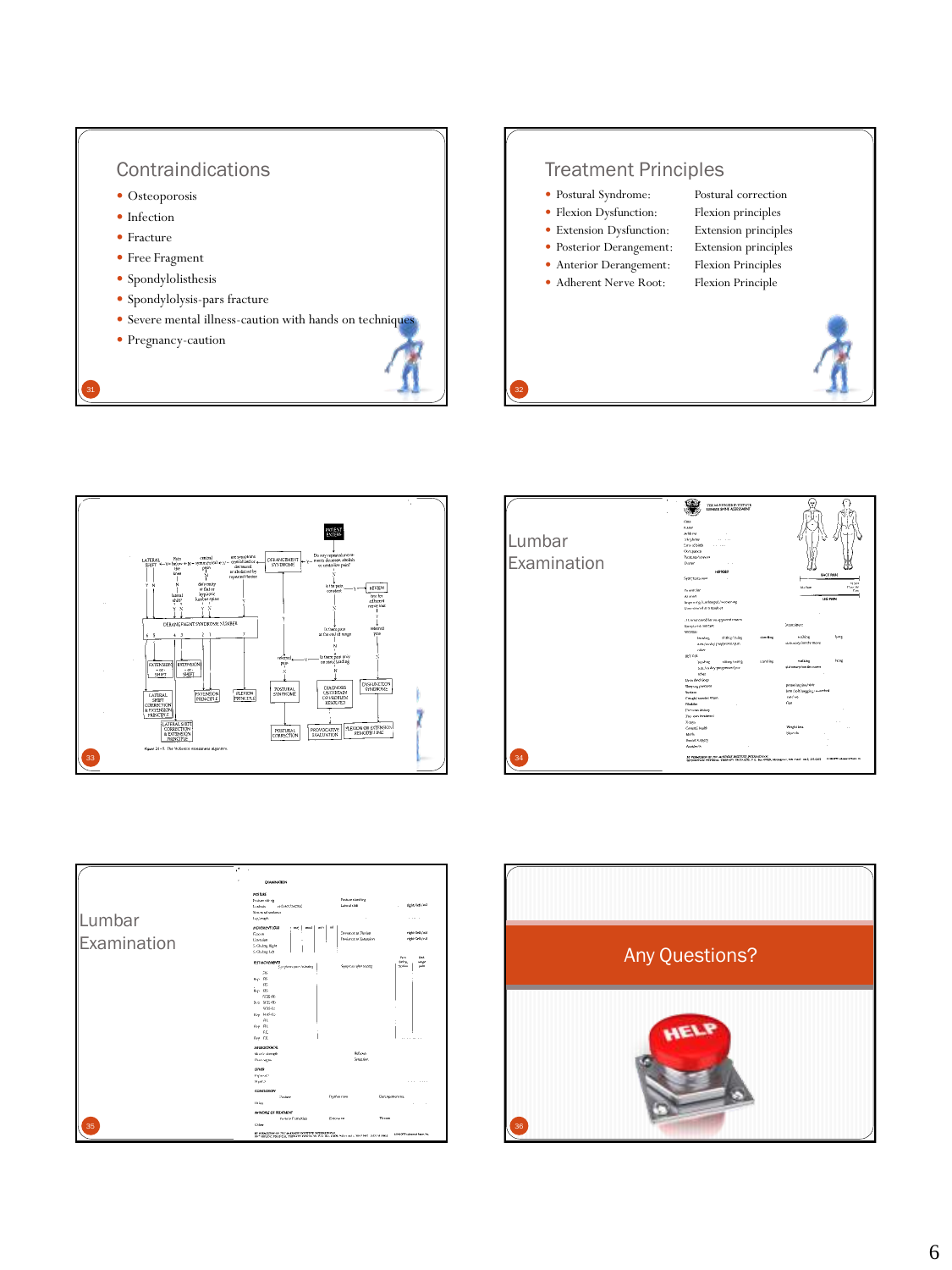## Contraindications

- Osteoporosis
- Infection
- Fracture
- Free Fragment
- Spondylolisthesis
- Spondylolysis-pars fracture
- Severe mental illness-caution with hands on techniques
- Pregnancy-caution

## Treatment Principles

- Postural Syndrome: Postural correction
- Flexion Dysfunction: Flexion principles
- Extension Dysfunction: Extension principles
- Posterior Derangement: Extension principles
- Anterior Derangement: Flexion Principles
- Adherent Nerve Root: Flexion Principle

Figure 21-5 The McKenzie assessment algorithm.

## Lumbar Examination

## Lumbar Examination

## Any Questions?